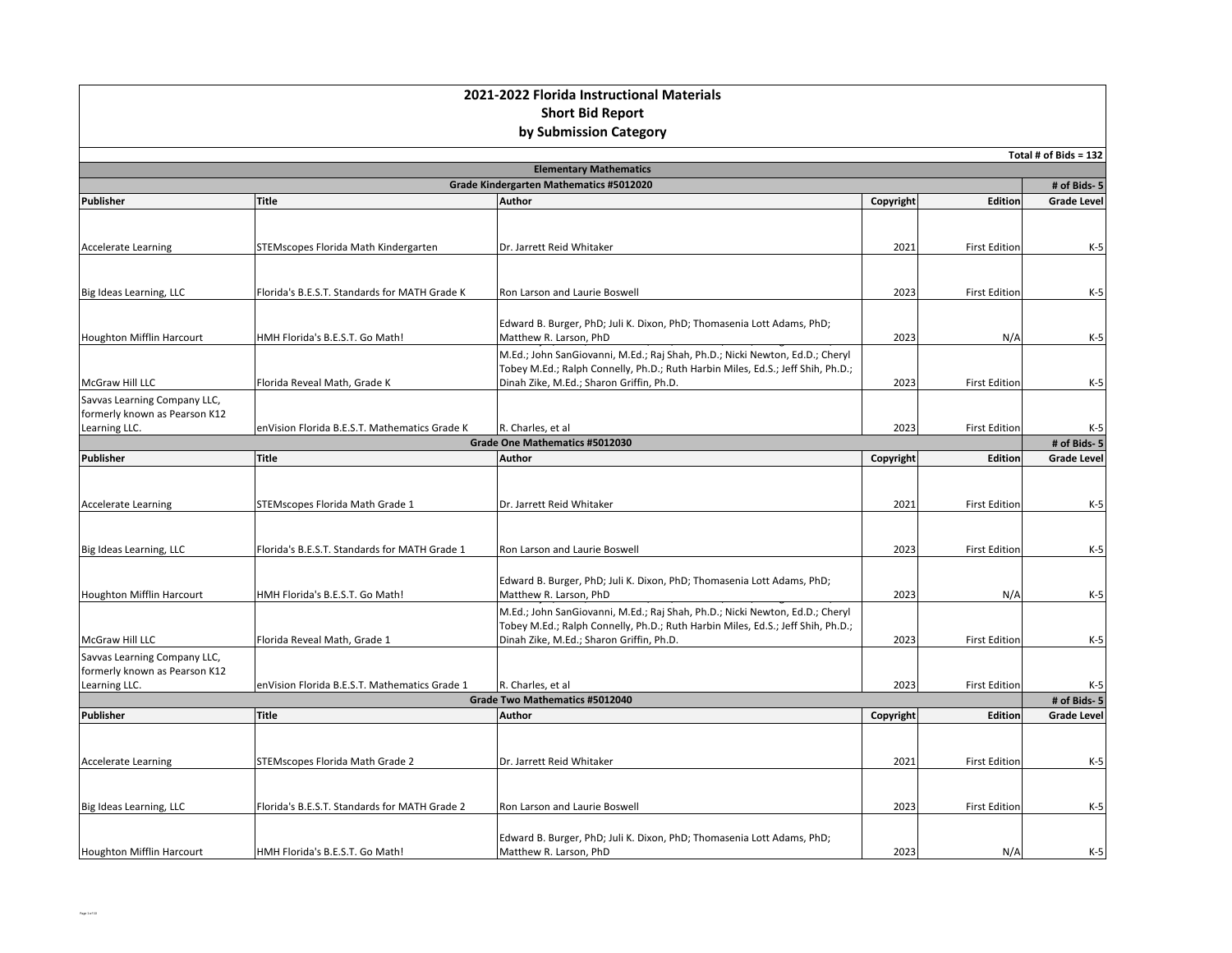# 2021-2022 Florida Instructional Materials
# Short Bid Report
# by Submission Category

Total # of Bids = 132

## Elementary Mathematics

### Grade Kindergarten Mathematics #5012020

# of Bids- 5

| Publisher | Title | Author | Copyright | Edition | Grade Level |
|---|---|---|---|---|---|
| Accelerate Learning | STEMscopes Florida Math Kindergarten | Dr. Jarrett Reid Whitaker | 2021 | First Edition | K-5 |
| Big Ideas Learning, LLC | Florida's B.E.S.T. Standards for MATH Grade K | Ron Larson and Laurie Boswell | 2023 | First Edition | K-5 |
| Houghton Mifflin Harcourt | HMH Florida's B.E.S.T. Go Math! | Edward B. Burger, PhD; Juli K. Dixon, PhD; Thomasenia Lott Adams, PhD; Matthew R. Larson, PhD | 2023 | N/A | K-5 |
| McGraw Hill LLC | Florida Reveal Math, Grade K | M.Ed.; John SanGiovanni, M.Ed.; Raj Shah, Ph.D.; Nicki Newton, Ed.D.; Cheryl Tobey M.Ed.; Ralph Connelly, Ph.D.; Ruth Harbin Miles, Ed.S.; Jeff Shih, Ph.D.; Dinah Zike, M.Ed.; Sharon Griffin, Ph.D. | 2023 | First Edition | K-5 |
| Savvas Learning Company LLC, formerly known as Pearson K12 Learning LLC. | enVision Florida B.E.S.T. Mathematics Grade K | R. Charles, et al | 2023 | First Edition | K-5 |

### Grade One Mathematics #5012030

# of Bids- 5

| Publisher | Title | Author | Copyright | Edition | Grade Level |
|---|---|---|---|---|---|
| Accelerate Learning | STEMscopes Florida Math Grade 1 | Dr. Jarrett Reid Whitaker | 2021 | First Edition | K-5 |
| Big Ideas Learning, LLC | Florida's B.E.S.T. Standards for MATH Grade 1 | Ron Larson and Laurie Boswell | 2023 | First Edition | K-5 |
| Houghton Mifflin Harcourt | HMH Florida's B.E.S.T. Go Math! | Edward B. Burger, PhD; Juli K. Dixon, PhD; Thomasenia Lott Adams, PhD; Matthew R. Larson, PhD | 2023 | N/A | K-5 |
| McGraw Hill LLC | Florida Reveal Math, Grade 1 | M.Ed.; John SanGiovanni, M.Ed.; Raj Shah, Ph.D.; Nicki Newton, Ed.D.; Cheryl Tobey M.Ed.; Ralph Connelly, Ph.D.; Ruth Harbin Miles, Ed.S.; Jeff Shih, Ph.D.; Dinah Zike, M.Ed.; Sharon Griffin, Ph.D. | 2023 | First Edition | K-5 |
| Savvas Learning Company LLC, formerly known as Pearson K12 Learning LLC. | enVision Florida B.E.S.T. Mathematics Grade 1 | R. Charles, et al | 2023 | First Edition | K-5 |

### Grade Two Mathematics #5012040

# of Bids- 5

| Publisher | Title | Author | Copyright | Edition | Grade Level |
|---|---|---|---|---|---|
| Accelerate Learning | STEMscopes Florida Math Grade 2 | Dr. Jarrett Reid Whitaker | 2021 | First Edition | K-5 |
| Big Ideas Learning, LLC | Florida's B.E.S.T. Standards for MATH Grade 2 | Ron Larson and Laurie Boswell | 2023 | First Edition | K-5 |
| Houghton Mifflin Harcourt | HMH Florida's B.E.S.T. Go Math! | Edward B. Burger, PhD; Juli K. Dixon, PhD; Thomasenia Lott Adams, PhD; Matthew R. Larson, PhD | 2023 | N/A | K-5 |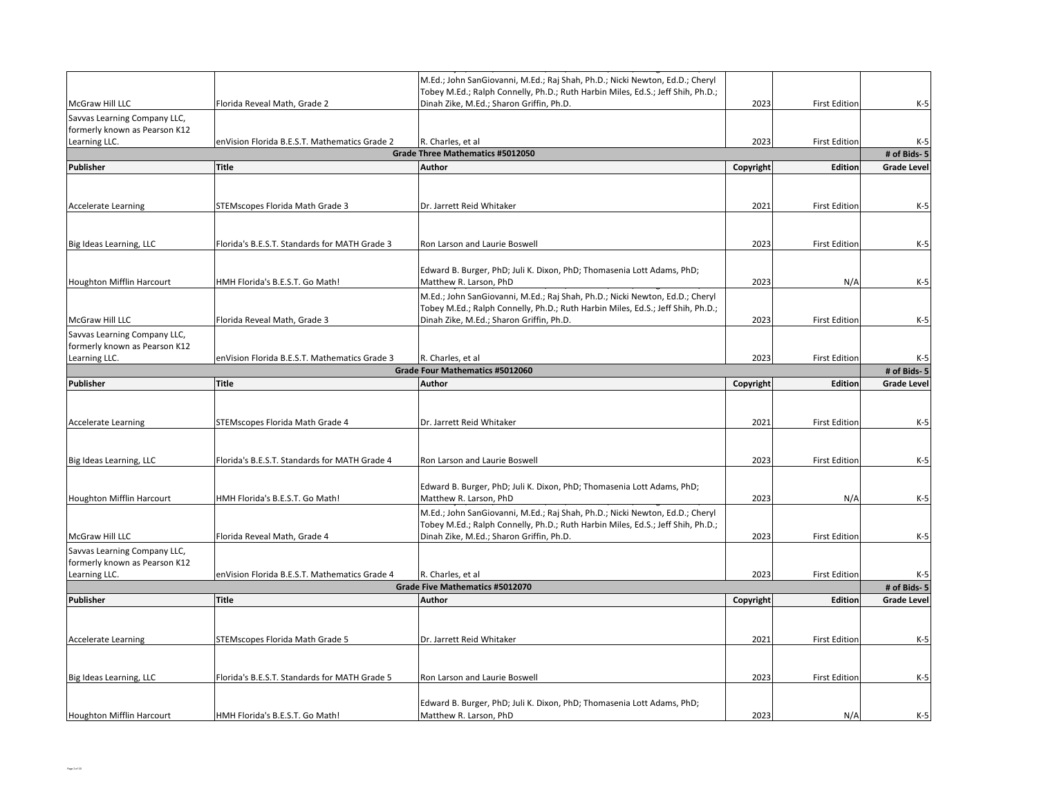| Publisher | Title | Author | Copyright | Edition | Grade Level |
|---|---|---|---|---|---|
| McGraw Hill LLC | Florida Reveal Math, Grade 2 | M.Ed.; John SanGiovanni, M.Ed.; Raj Shah, Ph.D.; Nicki Newton, Ed.D.; Cheryl Tobey M.Ed.; Ralph Connelly, Ph.D.; Ruth Harbin Miles, Ed.S.; Jeff Shih, Ph.D.; Dinah Zike, M.Ed.; Sharon Griffin, Ph.D. | 2023 | First Edition | K-5 |
| Savvas Learning Company LLC, formerly known as Pearson K12 Learning LLC. | enVision Florida B.E.S.T. Mathematics Grade 2 | R. Charles, et al | 2023 | First Edition | K-5 |
| | | **Grade Three Mathematics #5012050** | | | **# of Bids- 5** |
| **Publisher** | **Title** | **Author** | **Copyright** | **Edition** | **Grade Level** |
| Accelerate Learning | STEMscopes Florida Math Grade 3 | Dr. Jarrett Reid Whitaker | 2021 | First Edition | K-5 |
| Big Ideas Learning, LLC | Florida's B.E.S.T. Standards for MATH Grade 3 | Ron Larson and Laurie Boswell | 2023 | First Edition | K-5 |
| Houghton Mifflin Harcourt | HMH Florida's B.E.S.T. Go Math! | Edward B. Burger, PhD; Juli K. Dixon, PhD; Thomasenia Lott Adams, PhD; Matthew R. Larson, PhD | 2023 | N/A | K-5 |
| McGraw Hill LLC | Florida Reveal Math, Grade 3 | M.Ed.; John SanGiovanni, M.Ed.; Raj Shah, Ph.D.; Nicki Newton, Ed.D.; Cheryl Tobey M.Ed.; Ralph Connelly, Ph.D.; Ruth Harbin Miles, Ed.S.; Jeff Shih, Ph.D.; Dinah Zike, M.Ed.; Sharon Griffin, Ph.D. | 2023 | First Edition | K-5 |
| Savvas Learning Company LLC, formerly known as Pearson K12 Learning LLC. | enVision Florida B.E.S.T. Mathematics Grade 3 | R. Charles, et al | 2023 | First Edition | K-5 |
| | | **Grade Four Mathematics #5012060** | | | **# of Bids- 5** |
| **Publisher** | **Title** | **Author** | **Copyright** | **Edition** | **Grade Level** |
| Accelerate Learning | STEMscopes Florida Math Grade 4 | Dr. Jarrett Reid Whitaker | 2021 | First Edition | K-5 |
| Big Ideas Learning, LLC | Florida's B.E.S.T. Standards for MATH Grade 4 | Ron Larson and Laurie Boswell | 2023 | First Edition | K-5 |
| Houghton Mifflin Harcourt | HMH Florida's B.E.S.T. Go Math! | Edward B. Burger, PhD; Juli K. Dixon, PhD; Thomasenia Lott Adams, PhD; Matthew R. Larson, PhD | 2023 | N/A | K-5 |
| McGraw Hill LLC | Florida Reveal Math, Grade 4 | M.Ed.; John SanGiovanni, M.Ed.; Raj Shah, Ph.D.; Nicki Newton, Ed.D.; Cheryl Tobey M.Ed.; Ralph Connelly, Ph.D.; Ruth Harbin Miles, Ed.S.; Jeff Shih, Ph.D.; Dinah Zike, M.Ed.; Sharon Griffin, Ph.D. | 2023 | First Edition | K-5 |
| Savvas Learning Company LLC, formerly known as Pearson K12 Learning LLC. | enVision Florida B.E.S.T. Mathematics Grade 4 | R. Charles, et al | 2023 | First Edition | K-5 |
| | | **Grade Five Mathematics #5012070** | | | **# of Bids- 5** |
| **Publisher** | **Title** | **Author** | **Copyright** | **Edition** | **Grade Level** |
| Accelerate Learning | STEMscopes Florida Math Grade 5 | Dr. Jarrett Reid Whitaker | 2021 | First Edition | K-5 |
| Big Ideas Learning, LLC | Florida's B.E.S.T. Standards for MATH Grade 5 | Ron Larson and Laurie Boswell | 2023 | First Edition | K-5 |
| Houghton Mifflin Harcourt | HMH Florida's B.E.S.T. Go Math! | Edward B. Burger, PhD; Juli K. Dixon, PhD; Thomasenia Lott Adams, PhD; Matthew R. Larson, PhD | 2023 | N/A | K-5 |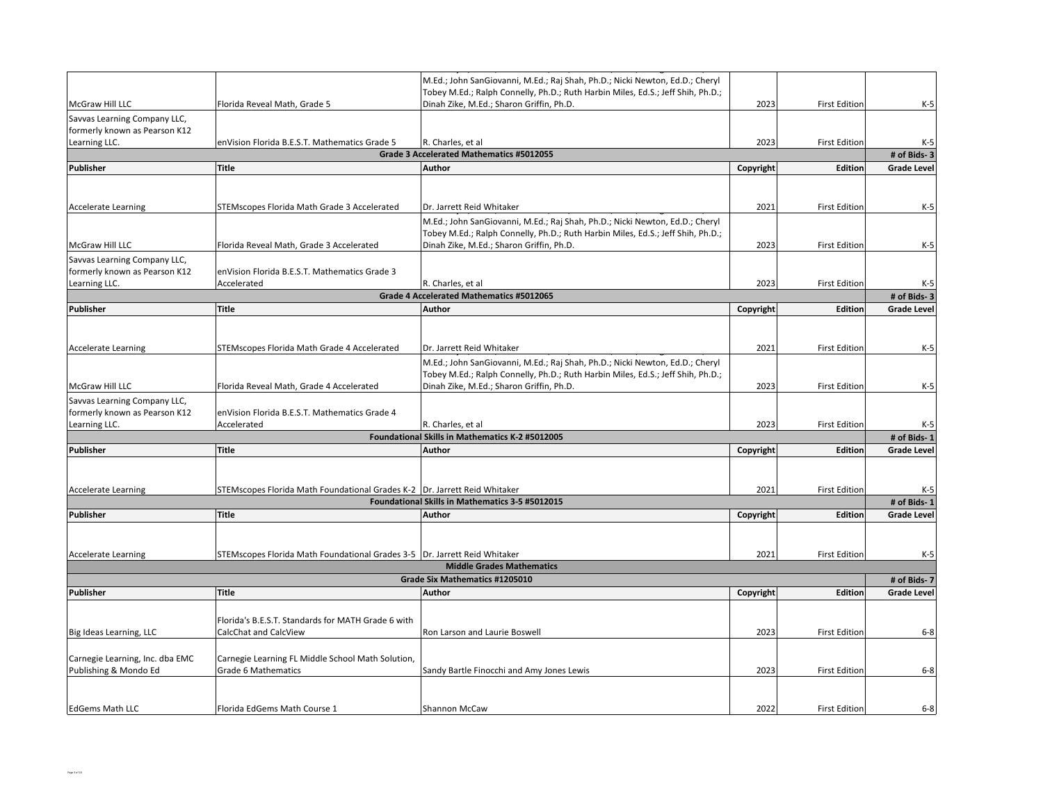| Publisher | Title | Author | Copyright | Edition | Grade Level |
|---|---|---|---|---|---|
| McGraw Hill LLC | Florida Reveal Math, Grade 5 | M.Ed.; John SanGiovanni, M.Ed.; Raj Shah, Ph.D.; Nicki Newton, Ed.D.; Cheryl Tobey M.Ed.; Ralph Connelly, Ph.D.; Ruth Harbin Miles, Ed.S.; Jeff Shih, Ph.D.; Dinah Zike, M.Ed.; Sharon Griffin, Ph.D. | 2023 | First Edition | K-5 |
| Savvas Learning Company LLC, formerly known as Pearson K12 Learning LLC. | enVision Florida B.E.S.T. Mathematics Grade 5 | R. Charles, et al | 2023 | First Edition | K-5 |
| | | **Grade 3 Accelerated Mathematics #5012055** | | | **# of Bids- 3** |
| **Publisher** | **Title** | **Author** | **Copyright** | **Edition** | **Grade Level** |
| Accelerate Learning | STEMscopes Florida Math Grade 3 Accelerated | Dr. Jarrett Reid Whitaker | 2021 | First Edition | K-5 |
| McGraw Hill LLC | Florida Reveal Math, Grade 3 Accelerated | M.Ed.; John SanGiovanni, M.Ed.; Raj Shah, Ph.D.; Nicki Newton, Ed.D.; Cheryl Tobey M.Ed.; Ralph Connelly, Ph.D.; Ruth Harbin Miles, Ed.S.; Jeff Shih, Ph.D.; Dinah Zike, M.Ed.; Sharon Griffin, Ph.D. | 2023 | First Edition | K-5 |
| Savvas Learning Company LLC, formerly known as Pearson K12 Learning LLC. | enVision Florida B.E.S.T. Mathematics Grade 3 Accelerated | R. Charles, et al | 2023 | First Edition | K-5 |
| | | **Grade 4 Accelerated Mathematics #5012065** | | | **# of Bids- 3** |
| **Publisher** | **Title** | **Author** | **Copyright** | **Edition** | **Grade Level** |
| Accelerate Learning | STEMscopes Florida Math Grade 4 Accelerated | Dr. Jarrett Reid Whitaker | 2021 | First Edition | K-5 |
| McGraw Hill LLC | Florida Reveal Math, Grade 4 Accelerated | M.Ed.; John SanGiovanni, M.Ed.; Raj Shah, Ph.D.; Nicki Newton, Ed.D.; Cheryl Tobey M.Ed.; Ralph Connelly, Ph.D.; Ruth Harbin Miles, Ed.S.; Jeff Shih, Ph.D.; Dinah Zike, M.Ed.; Sharon Griffin, Ph.D. | 2023 | First Edition | K-5 |
| Savvas Learning Company LLC, formerly known as Pearson K12 Learning LLC. | enVision Florida B.E.S.T. Mathematics Grade 4 Accelerated | R. Charles, et al | 2023 | First Edition | K-5 |
| | | **Foundational Skills in Mathematics K-2 #5012005** | | | **# of Bids- 1** |
| **Publisher** | **Title** | **Author** | **Copyright** | **Edition** | **Grade Level** |
| Accelerate Learning | STEMscopes Florida Math Foundational Grades K-2 | Dr. Jarrett Reid Whitaker | 2021 | First Edition | K-5 |
| | | **Foundational Skills in Mathematics 3-5 #5012015** | | | **# of Bids- 1** |
| **Publisher** | **Title** | **Author** | **Copyright** | **Edition** | **Grade Level** |
| Accelerate Learning | STEMscopes Florida Math Foundational Grades 3-5 | Dr. Jarrett Reid Whitaker | 2021 | First Edition | K-5 |
| | | **Middle Grades Mathematics** | | | |
| | | **Grade Six Mathematics #1205010** | | | **# of Bids- 7** |
| **Publisher** | **Title** | **Author** | **Copyright** | **Edition** | **Grade Level** |
| Big Ideas Learning, LLC | Florida's B.E.S.T. Standards for MATH Grade 6 with CalcChat and CalcView | Ron Larson and Laurie Boswell | 2023 | First Edition | 6-8 |
| Carnegie Learning, Inc. dba EMC Publishing & Mondo Ed | Carnegie Learning FL Middle School Math Solution, Grade 6 Mathematics | Sandy Bartle Finocchi and Amy Jones Lewis | 2023 | First Edition | 6-8 |
| EdGems Math LLC | Florida EdGems Math Course 1 | Shannon McCaw | 2022 | First Edition | 6-8 |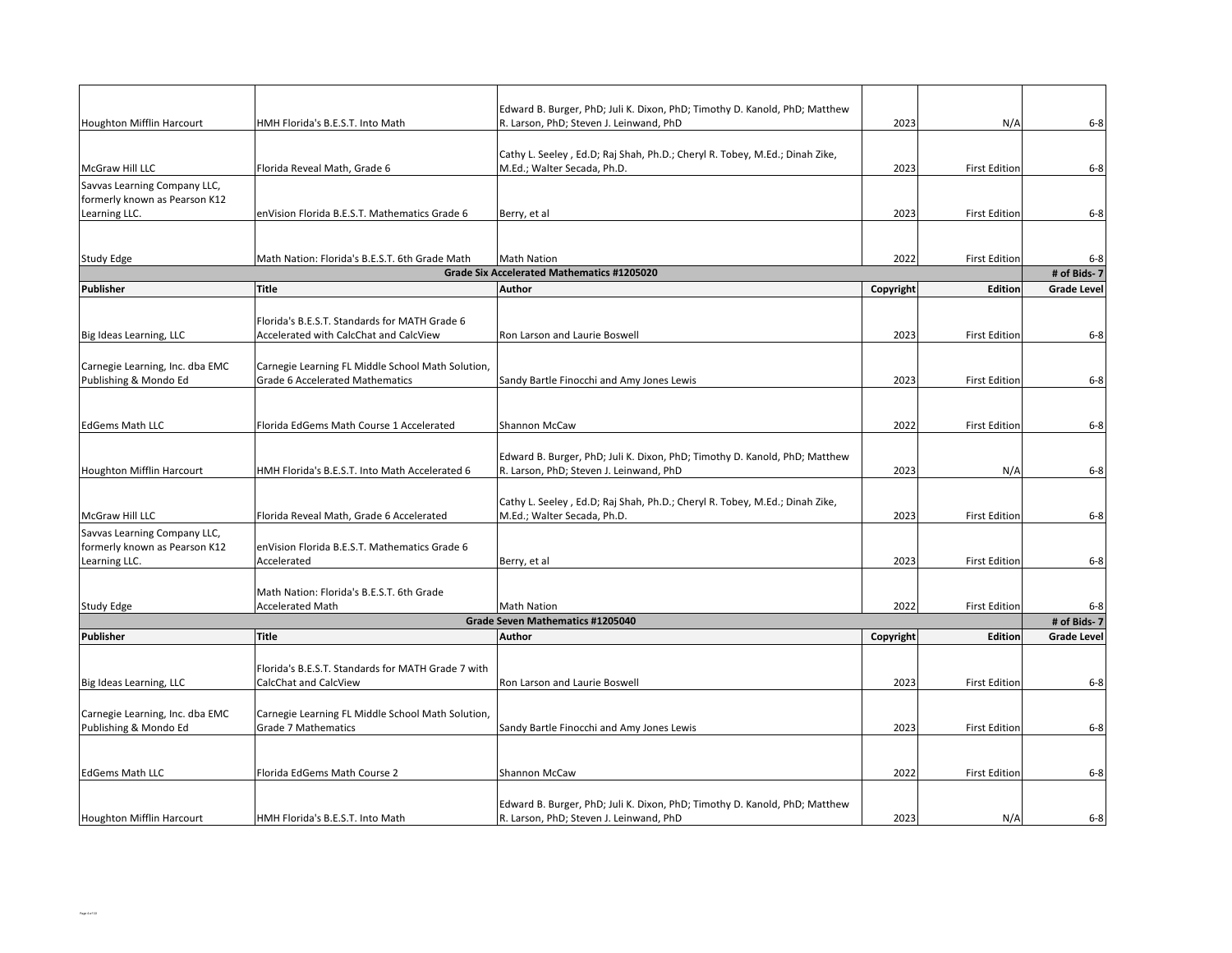| | | | | | |
|---|---|---|---|---|---|
| Houghton Mifflin Harcourt | HMH Florida's B.E.S.T. Into Math | Edward B. Burger, PhD; Juli K. Dixon, PhD; Timothy D. Kanold, PhD; Matthew R. Larson, PhD; Steven J. Leinwand, PhD | 2023 | N/A | 6-8 |
| McGraw Hill LLC | Florida Reveal Math, Grade 6 | Cathy L. Seeley , Ed.D; Raj Shah, Ph.D.; Cheryl R. Tobey, M.Ed.; Dinah Zike, M.Ed.; Walter Secada, Ph.D. | 2023 | First Edition | 6-8 |
| Savvas Learning Company LLC, formerly known as Pearson K12 Learning LLC. | enVision Florida B.E.S.T. Mathematics Grade 6 | Berry, et al | 2023 | First Edition | 6-8 |
| Study Edge | Math Nation: Florida's B.E.S.T. 6th Grade Math | Math Nation | 2022 | First Edition | 6-8 |

| Grade Six Accelerated Mathematics #1205020 | | | | | # of Bids- 7 |
|---|---|---|---|---|---|
| **Publisher** | **Title** | **Author** | **Copyright** | **Edition** | **Grade Level** |
| Big Ideas Learning, LLC | Florida's B.E.S.T. Standards for MATH Grade 6 Accelerated with CalcChat and CalcView | Ron Larson and Laurie Boswell | 2023 | First Edition | 6-8 |
| Carnegie Learning, Inc. dba EMC Publishing & Mondo Ed | Carnegie Learning FL Middle School Math Solution, Grade 6 Accelerated Mathematics | Sandy Bartle Finocchi and Amy Jones Lewis | 2023 | First Edition | 6-8 |
| EdGems Math LLC | Florida EdGems Math Course 1 Accelerated | Shannon McCaw | 2022 | First Edition | 6-8 |
| Houghton Mifflin Harcourt | HMH Florida's B.E.S.T. Into Math Accelerated 6 | Edward B. Burger, PhD; Juli K. Dixon, PhD; Timothy D. Kanold, PhD; Matthew R. Larson, PhD; Steven J. Leinwand, PhD | 2023 | N/A | 6-8 |
| McGraw Hill LLC | Florida Reveal Math, Grade 6 Accelerated | Cathy L. Seeley , Ed.D; Raj Shah, Ph.D.; Cheryl R. Tobey, M.Ed.; Dinah Zike, M.Ed.; Walter Secada, Ph.D. | 2023 | First Edition | 6-8 |
| Savvas Learning Company LLC, formerly known as Pearson K12 Learning LLC. | enVision Florida B.E.S.T. Mathematics Grade 6 Accelerated | Berry, et al | 2023 | First Edition | 6-8 |
| Study Edge | Math Nation: Florida's B.E.S.T. 6th Grade Accelerated Math | Math Nation | 2022 | First Edition | 6-8 |

| Grade Seven Mathematics #1205040 | | | | | # of Bids- 7 |
|---|---|---|---|---|---|
| **Publisher** | **Title** | **Author** | **Copyright** | **Edition** | **Grade Level** |
| Big Ideas Learning, LLC | Florida's B.E.S.T. Standards for MATH Grade 7 with CalcChat and CalcView | Ron Larson and Laurie Boswell | 2023 | First Edition | 6-8 |
| Carnegie Learning, Inc. dba EMC Publishing & Mondo Ed | Carnegie Learning FL Middle School Math Solution, Grade 7 Mathematics | Sandy Bartle Finocchi and Amy Jones Lewis | 2023 | First Edition | 6-8 |
| EdGems Math LLC | Florida EdGems Math Course 2 | Shannon McCaw | 2022 | First Edition | 6-8 |
| Houghton Mifflin Harcourt | HMH Florida's B.E.S.T. Into Math | Edward B. Burger, PhD; Juli K. Dixon, PhD; Timothy D. Kanold, PhD; Matthew R. Larson, PhD; Steven J. Leinwand, PhD | 2023 | N/A | 6-8 |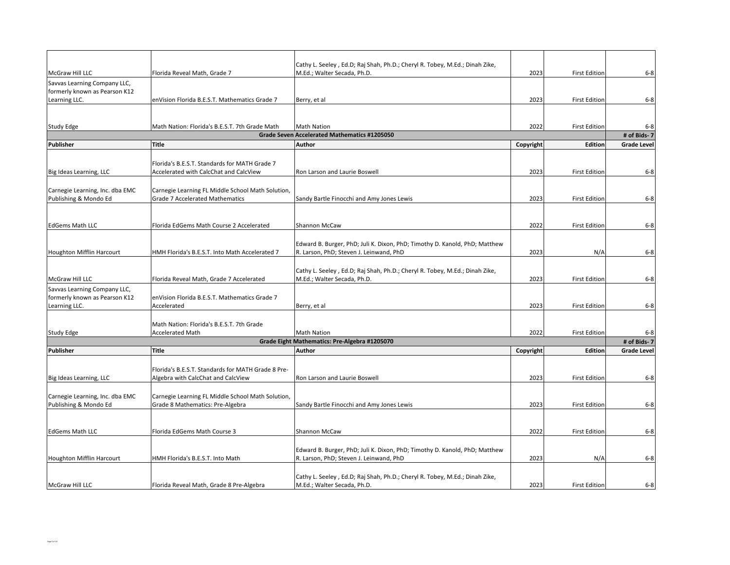| | | | | | |
|---|---|---|---|---|---|
| McGraw Hill LLC | Florida Reveal Math, Grade 7 | Cathy L. Seeley , Ed.D; Raj Shah, Ph.D.; Cheryl R. Tobey, M.Ed.; Dinah Zike, M.Ed.; Walter Secada, Ph.D. | 2023 | First Edition | 6-8 |
| Savvas Learning Company LLC, formerly known as Pearson K12 Learning LLC. | enVision Florida B.E.S.T. Mathematics Grade 7 | Berry, et al | 2023 | First Edition | 6-8 |
| Study Edge | Math Nation: Florida's B.E.S.T. 7th Grade Math | Math Nation | 2022 | First Edition | 6-8 |
| **Grade Seven Accelerated Mathematics #1205050** | | | | | **# of Bids- 7** |
| **Publisher** | **Title** | **Author** | **Copyright** | **Edition** | **Grade Level** |
| Big Ideas Learning, LLC | Florida's B.E.S.T. Standards for MATH Grade 7 Accelerated with CalcChat and CalcView | Ron Larson and Laurie Boswell | 2023 | First Edition | 6-8 |
| Carnegie Learning, Inc. dba EMC Publishing & Mondo Ed | Carnegie Learning FL Middle School Math Solution, Grade 7 Accelerated Mathematics | Sandy Bartle Finocchi and Amy Jones Lewis | 2023 | First Edition | 6-8 |
| EdGems Math LLC | Florida EdGems Math Course 2 Accelerated | Shannon McCaw | 2022 | First Edition | 6-8 |
| Houghton Mifflin Harcourt | HMH Florida's B.E.S.T. Into Math Accelerated 7 | Edward B. Burger, PhD; Juli K. Dixon, PhD; Timothy D. Kanold, PhD; Matthew R. Larson, PhD; Steven J. Leinwand, PhD | 2023 | N/A | 6-8 |
| McGraw Hill LLC | Florida Reveal Math, Grade 7 Accelerated | Cathy L. Seeley , Ed.D; Raj Shah, Ph.D.; Cheryl R. Tobey, M.Ed.; Dinah Zike, M.Ed.; Walter Secada, Ph.D. | 2023 | First Edition | 6-8 |
| Savvas Learning Company LLC, formerly known as Pearson K12 Learning LLC. | enVision Florida B.E.S.T. Mathematics Grade 7 Accelerated | Berry, et al | 2023 | First Edition | 6-8 |
| Study Edge | Math Nation: Florida's B.E.S.T. 7th Grade Accelerated Math | Math Nation | 2022 | First Edition | 6-8 |
| **Grade Eight Mathematics: Pre-Algebra #1205070** | | | | | **# of Bids- 7** |
| **Publisher** | **Title** | **Author** | **Copyright** | **Edition** | **Grade Level** |
| Big Ideas Learning, LLC | Florida's B.E.S.T. Standards for MATH Grade 8 Pre-Algebra with CalcChat and CalcView | Ron Larson and Laurie Boswell | 2023 | First Edition | 6-8 |
| Carnegie Learning, Inc. dba EMC Publishing & Mondo Ed | Carnegie Learning FL Middle School Math Solution, Grade 8 Mathematics: Pre-Algebra | Sandy Bartle Finocchi and Amy Jones Lewis | 2023 | First Edition | 6-8 |
| EdGems Math LLC | Florida EdGems Math Course 3 | Shannon McCaw | 2022 | First Edition | 6-8 |
| Houghton Mifflin Harcourt | HMH Florida's B.E.S.T. Into Math | Edward B. Burger, PhD; Juli K. Dixon, PhD; Timothy D. Kanold, PhD; Matthew R. Larson, PhD; Steven J. Leinwand, PhD | 2023 | N/A | 6-8 |
| McGraw Hill LLC | Florida Reveal Math, Grade 8 Pre-Algebra | Cathy L. Seeley , Ed.D; Raj Shah, Ph.D.; Cheryl R. Tobey, M.Ed.; Dinah Zike, M.Ed.; Walter Secada, Ph.D. | 2023 | First Edition | 6-8 |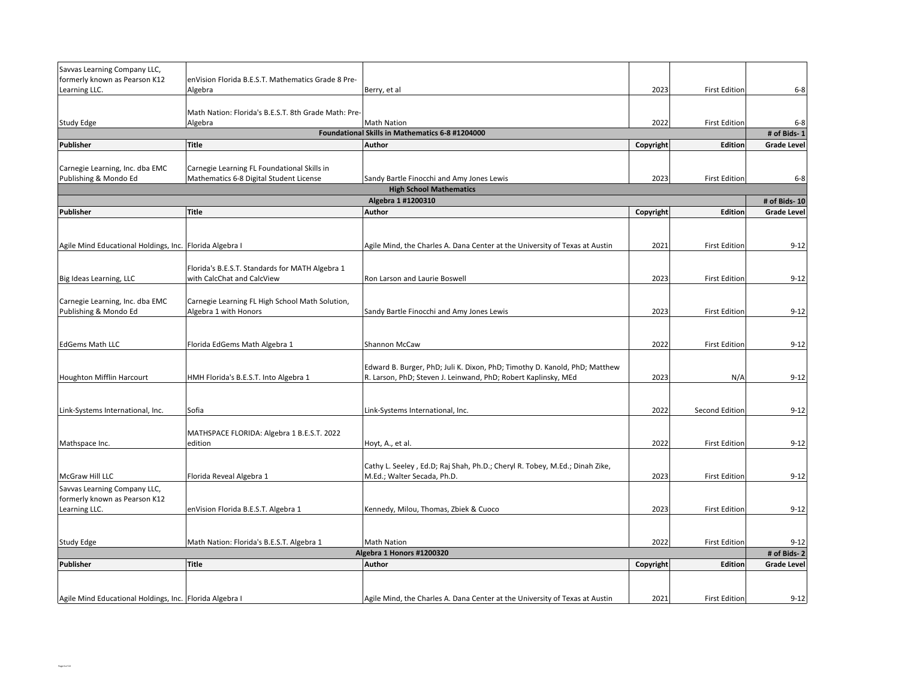| Publisher | Title | Author | Copyright | Edition | Grade Level |
|---|---|---|---|---|---|
| Savvas Learning Company LLC, formerly known as Pearson K12 Learning LLC. | enVision Florida B.E.S.T. Mathematics Grade 8 Pre-Algebra | Berry, et al | 2023 | First Edition | 6-8 |
| Study Edge | Math Nation: Florida's B.E.S.T. 8th Grade Math: Pre-Algebra | Math Nation | 2022 | First Edition | 6-8 |

**Foundational Skills in Mathematics 6-8 #1204000** — # of Bids- 1

| Publisher | Title | Author | Copyright | Edition | Grade Level |
|---|---|---|---|---|---|
| Carnegie Learning, Inc. dba EMC Publishing & Mondo Ed | Carnegie Learning FL Foundational Skills in Mathematics 6-8 Digital Student License | Sandy Bartle Finocchi and Amy Jones Lewis | 2023 | First Edition | 6-8 |

## High School Mathematics

**Algebra 1 #1200310** — # of Bids- 10

| Publisher | Title | Author | Copyright | Edition | Grade Level |
|---|---|---|---|---|---|
| Agile Mind Educational Holdings, Inc. | Florida Algebra I | Agile Mind, the Charles A. Dana Center at the University of Texas at Austin | 2021 | First Edition | 9-12 |
| Big Ideas Learning, LLC | Florida's B.E.S.T. Standards for MATH Algebra 1 with CalcChat and CalcView | Ron Larson and Laurie Boswell | 2023 | First Edition | 9-12 |
| Carnegie Learning, Inc. dba EMC Publishing & Mondo Ed | Carnegie Learning FL High School Math Solution, Algebra 1 with Honors | Sandy Bartle Finocchi and Amy Jones Lewis | 2023 | First Edition | 9-12 |
| EdGems Math LLC | Florida EdGems Math Algebra 1 | Shannon McCaw | 2022 | First Edition | 9-12 |
| Houghton Mifflin Harcourt | HMH Florida's B.E.S.T. Into Algebra 1 | Edward B. Burger, PhD; Juli K. Dixon, PhD; Timothy D. Kanold, PhD; Matthew R. Larson, PhD; Steven J. Leinwand, PhD; Robert Kaplinsky, MEd | 2023 | N/A | 9-12 |
| Link-Systems International, Inc. | Sofia | Link-Systems International, Inc. | 2022 | Second Edition | 9-12 |
| Mathspace Inc. | MATHSPACE FLORIDA: Algebra 1 B.E.S.T. 2022 edition | Hoyt, A., et al. | 2022 | First Edition | 9-12 |
| McGraw Hill LLC | Florida Reveal Algebra 1 | Cathy L. Seeley , Ed.D; Raj Shah, Ph.D.; Cheryl R. Tobey, M.Ed.; Dinah Zike, M.Ed.; Walter Secada, Ph.D. | 2023 | First Edition | 9-12 |
| Savvas Learning Company LLC, formerly known as Pearson K12 Learning LLC. | enVision Florida B.E.S.T. Algebra 1 | Kennedy, Milou, Thomas, Zbiek & Cuoco | 2023 | First Edition | 9-12 |
| Study Edge | Math Nation: Florida's B.E.S.T. Algebra 1 | Math Nation | 2022 | First Edition | 9-12 |

**Algebra 1 Honors #1200320** — # of Bids- 2

| Publisher | Title | Author | Copyright | Edition | Grade Level |
|---|---|---|---|---|---|
| Agile Mind Educational Holdings, Inc. | Florida Algebra I | Agile Mind, the Charles A. Dana Center at the University of Texas at Austin | 2021 | First Edition | 9-12 |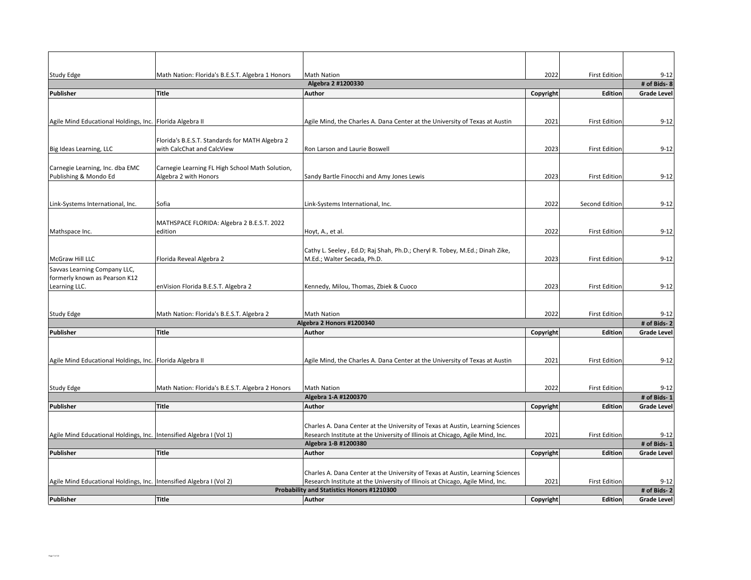| Publisher | Title | Author | Copyright | Edition | Grade Level |
|---|---|---|---|---|---|
| Study Edge | Math Nation: Florida's B.E.S.T. Algebra 1 Honors | Math Nation | 2022 | First Edition | 9-12 |

**Algebra 2 #1200330** — # of Bids- 8

| Publisher | Title | Author | Copyright | Edition | Grade Level |
|---|---|---|---|---|---|
| Agile Mind Educational Holdings, Inc. | Florida Algebra II | Agile Mind, the Charles A. Dana Center at the University of Texas at Austin | 2021 | First Edition | 9-12 |
| Big Ideas Learning, LLC | Florida's B.E.S.T. Standards for MATH Algebra 2 with CalcChat and CalcView | Ron Larson and Laurie Boswell | 2023 | First Edition | 9-12 |
| Carnegie Learning, Inc. dba EMC Publishing & Mondo Ed | Carnegie Learning FL High School Math Solution, Algebra 2 with Honors | Sandy Bartle Finocchi and Amy Jones Lewis | 2023 | First Edition | 9-12 |
| Link-Systems International, Inc. | Sofia | Link-Systems International, Inc. | 2022 | Second Edition | 9-12 |
| Mathspace Inc. | MATHSPACE FLORIDA: Algebra 2 B.E.S.T. 2022 edition | Hoyt, A., et al. | 2022 | First Edition | 9-12 |
| McGraw Hill LLC | Florida Reveal Algebra 2 | Cathy L. Seeley , Ed.D; Raj Shah, Ph.D.; Cheryl R. Tobey, M.Ed.; Dinah Zike, M.Ed.; Walter Secada, Ph.D. | 2023 | First Edition | 9-12 |
| Savvas Learning Company LLC, formerly known as Pearson K12 Learning LLC. | enVision Florida B.E.S.T. Algebra 2 | Kennedy, Milou, Thomas, Zbiek & Cuoco | 2023 | First Edition | 9-12 |
| Study Edge | Math Nation: Florida's B.E.S.T. Algebra 2 | Math Nation | 2022 | First Edition | 9-12 |

**Algebra 2 Honors #1200340** — # of Bids- 2

| Publisher | Title | Author | Copyright | Edition | Grade Level |
|---|---|---|---|---|---|
| Agile Mind Educational Holdings, Inc. | Florida Algebra II | Agile Mind, the Charles A. Dana Center at the University of Texas at Austin | 2021 | First Edition | 9-12 |
| Study Edge | Math Nation: Florida's B.E.S.T. Algebra 2 Honors | Math Nation | 2022 | First Edition | 9-12 |

**Algebra 1-A #1200370** — # of Bids- 1

| Publisher | Title | Author | Copyright | Edition | Grade Level |
|---|---|---|---|---|---|
| Agile Mind Educational Holdings, Inc. | Intensified Algebra I (Vol 1) | Charles A. Dana Center at the University of Texas at Austin, Learning Sciences Research Institute at the University of Illinois at Chicago, Agile Mind, Inc. | 2021 | First Edition | 9-12 |

**Algebra 1-B #1200380** — # of Bids- 1

| Publisher | Title | Author | Copyright | Edition | Grade Level |
|---|---|---|---|---|---|
| Agile Mind Educational Holdings, Inc. | Intensified Algebra I (Vol 2) | Charles A. Dana Center at the University of Texas at Austin, Learning Sciences Research Institute at the University of Illinois at Chicago, Agile Mind, Inc. | 2021 | First Edition | 9-12 |

**Probability and Statistics Honors #1210300** — # of Bids- 2

| Publisher | Title | Author | Copyright | Edition | Grade Level |
|---|---|---|---|---|---|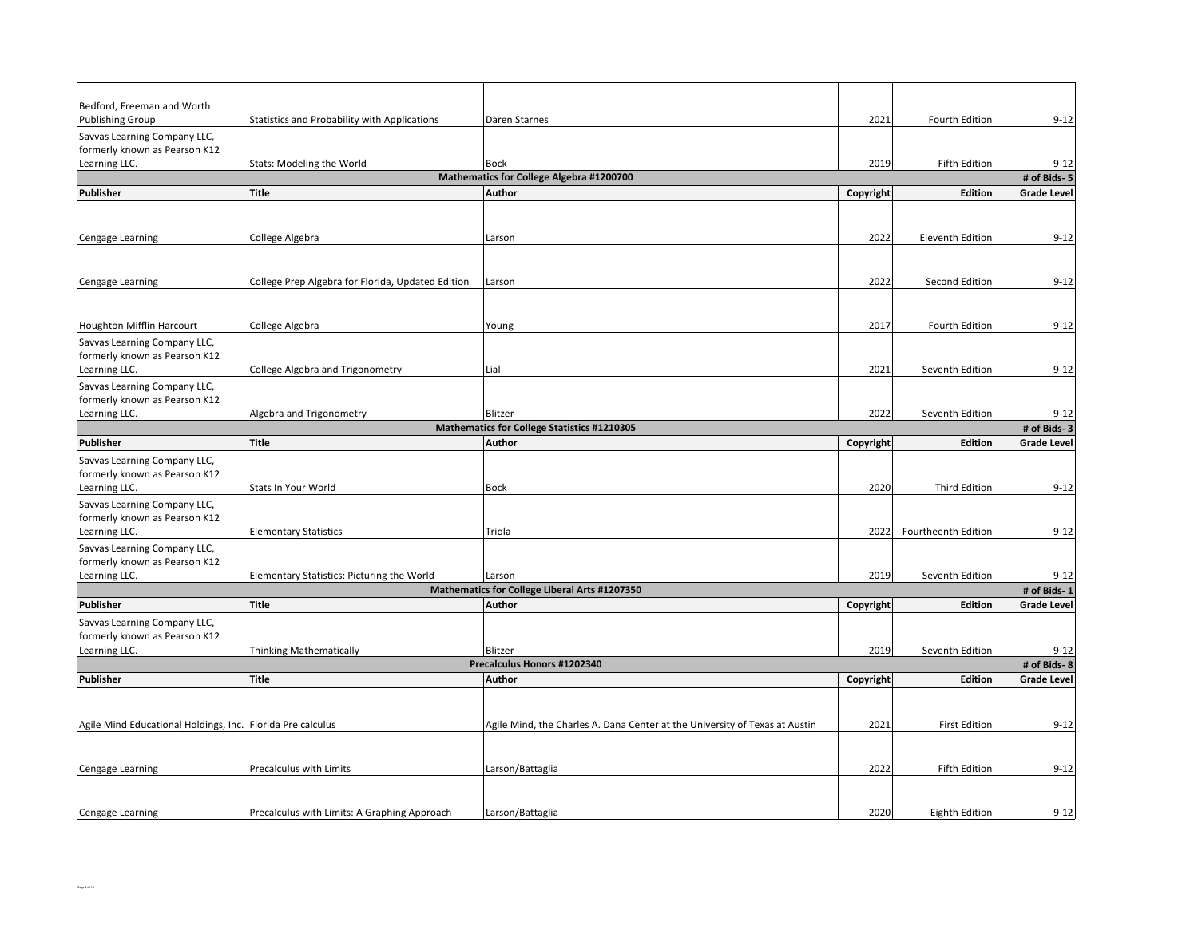| Publisher | Title | Author | Copyright | Edition | Grade Level |
|---|---|---|---|---|---|
| Bedford, Freeman and Worth Publishing Group | Statistics and Probability with Applications | Daren Starnes | 2021 | Fourth Edition | 9-12 |
| Savvas Learning Company LLC, formerly known as Pearson K12 Learning LLC. | Stats: Modeling the World | Bock | 2019 | Fifth Edition | 9-12 |
| **Mathematics for College Algebra #1200700** | | | | | **# of Bids- 5** |
| **Publisher** | **Title** | **Author** | **Copyright** | **Edition** | **Grade Level** |
| Cengage Learning | College Algebra | Larson | 2022 | Eleventh Edition | 9-12 |
| Cengage Learning | College Prep Algebra for Florida, Updated Edition | Larson | 2022 | Second Edition | 9-12 |
| Houghton Mifflin Harcourt | College Algebra | Young | 2017 | Fourth Edition | 9-12 |
| Savvas Learning Company LLC, formerly known as Pearson K12 Learning LLC. | College Algebra and Trigonometry | Lial | 2021 | Seventh Edition | 9-12 |
| Savvas Learning Company LLC, formerly known as Pearson K12 Learning LLC. | Algebra and Trigonometry | Blitzer | 2022 | Seventh Edition | 9-12 |
| **Mathematics for College Statistics #1210305** | | | | | **# of Bids- 3** |
| **Publisher** | **Title** | **Author** | **Copyright** | **Edition** | **Grade Level** |
| Savvas Learning Company LLC, formerly known as Pearson K12 Learning LLC. | Stats In Your World | Bock | 2020 | Third Edition | 9-12 |
| Savvas Learning Company LLC, formerly known as Pearson K12 Learning LLC. | Elementary Statistics | Triola | 2022 | Fourtheenth Edition | 9-12 |
| Savvas Learning Company LLC, formerly known as Pearson K12 Learning LLC. | Elementary Statistics: Picturing the World | Larson | 2019 | Seventh Edition | 9-12 |
| **Mathematics for College Liberal Arts #1207350** | | | | | **# of Bids- 1** |
| **Publisher** | **Title** | **Author** | **Copyright** | **Edition** | **Grade Level** |
| Savvas Learning Company LLC, formerly known as Pearson K12 Learning LLC. | Thinking Mathematically | Blitzer | 2019 | Seventh Edition | 9-12 |
| **Precalculus Honors #1202340** | | | | | **# of Bids- 8** |
| **Publisher** | **Title** | **Author** | **Copyright** | **Edition** | **Grade Level** |
| Agile Mind Educational Holdings, Inc. | Florida Pre calculus | Agile Mind, the Charles A. Dana Center at the University of Texas at Austin | 2021 | First Edition | 9-12 |
| Cengage Learning | Precalculus with Limits | Larson/Battaglia | 2022 | Fifth Edition | 9-12 |
| Cengage Learning | Precalculus with Limits: A Graphing Approach | Larson/Battaglia | 2020 | Eighth Edition | 9-12 |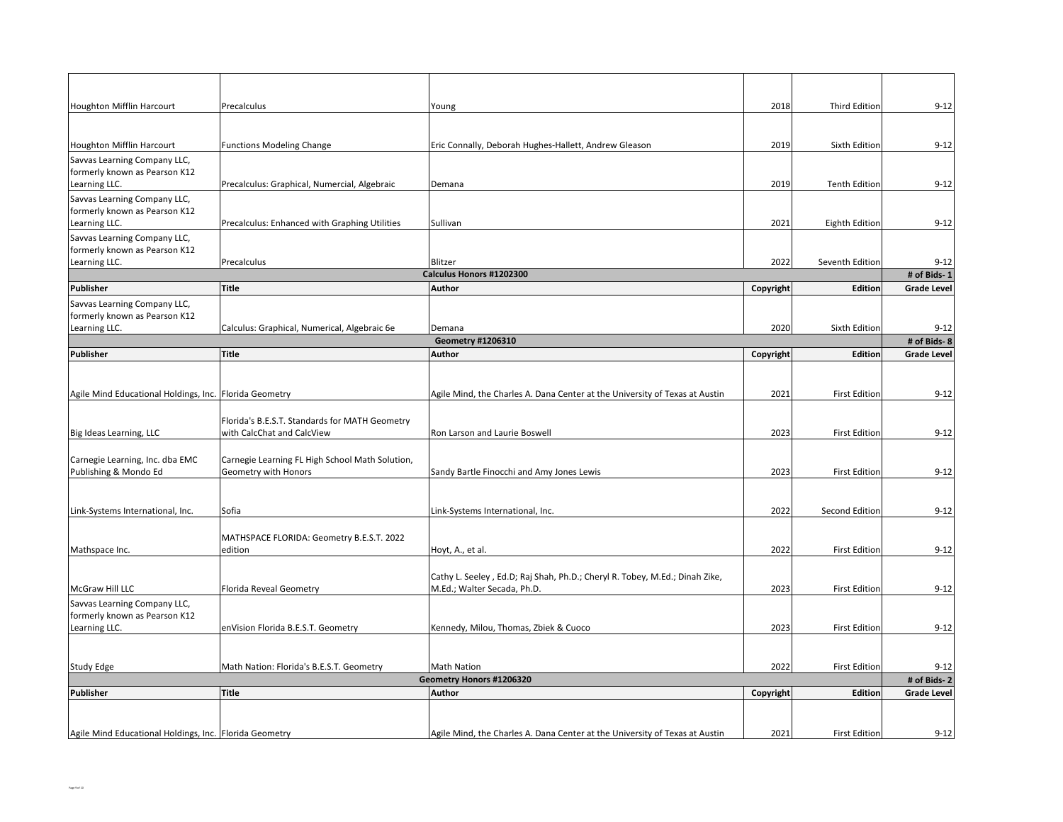| Publisher | Title | Author | Copyright | Edition | Grade Level |
|---|---|---|---|---|---|
| Houghton Mifflin Harcourt | Precalculus | Young | 2018 | Third Edition | 9-12 |
| Houghton Mifflin Harcourt | Functions Modeling Change | Eric Connally, Deborah Hughes-Hallett, Andrew Gleason | 2019 | Sixth Edition | 9-12 |
| Savvas Learning Company LLC, formerly known as Pearson K12 Learning LLC. | Precalculus: Graphical, Numercial, Algebraic | Demana | 2019 | Tenth Edition | 9-12 |
| Savvas Learning Company LLC, formerly known as Pearson K12 Learning LLC. | Precalculus: Enhanced with Graphing Utilities | Sullivan | 2021 | Eighth Edition | 9-12 |
| Savvas Learning Company LLC, formerly known as Pearson K12 Learning LLC. | Precalculus | Blitzer | 2022 | Seventh Edition | 9-12 |

| Calculus Honors #1202300 | | | | | # of Bids- 1 |
|---|---|---|---|---|---|
| **Publisher** | **Title** | **Author** | **Copyright** | **Edition** | **Grade Level** |
| Savvas Learning Company LLC, formerly known as Pearson K12 Learning LLC. | Calculus: Graphical, Numerical, Algebraic 6e | Demana | 2020 | Sixth Edition | 9-12 |

| Geometry #1206310 | | | | | # of Bids- 8 |
|---|---|---|---|---|---|
| **Publisher** | **Title** | **Author** | **Copyright** | **Edition** | **Grade Level** |
| Agile Mind Educational Holdings, Inc. | Florida Geometry | Agile Mind, the Charles A. Dana Center at the University of Texas at Austin | 2021 | First Edition | 9-12 |
| Big Ideas Learning, LLC | Florida's B.E.S.T. Standards for MATH Geometry with CalcChat and CalcView | Ron Larson and Laurie Boswell | 2023 | First Edition | 9-12 |
| Carnegie Learning, Inc. dba EMC Publishing & Mondo Ed | Carnegie Learning FL High School Math Solution, Geometry with Honors | Sandy Bartle Finocchi and Amy Jones Lewis | 2023 | First Edition | 9-12 |
| Link-Systems International, Inc. | Sofia | Link-Systems International, Inc. | 2022 | Second Edition | 9-12 |
| Mathspace Inc. | MATHSPACE FLORIDA: Geometry B.E.S.T. 2022 edition | Hoyt, A., et al. | 2022 | First Edition | 9-12 |
| McGraw Hill LLC | Florida Reveal Geometry | Cathy L. Seeley , Ed.D; Raj Shah, Ph.D.; Cheryl R. Tobey, M.Ed.; Dinah Zike, M.Ed.; Walter Secada, Ph.D. | 2023 | First Edition | 9-12 |
| Savvas Learning Company LLC, formerly known as Pearson K12 Learning LLC. | enVision Florida B.E.S.T. Geometry | Kennedy, Milou, Thomas, Zbiek & Cuoco | 2023 | First Edition | 9-12 |
| Study Edge | Math Nation: Florida's B.E.S.T. Geometry | Math Nation | 2022 | First Edition | 9-12 |

| Geometry Honors #1206320 | | | | | # of Bids- 2 |
|---|---|---|---|---|---|
| **Publisher** | **Title** | **Author** | **Copyright** | **Edition** | **Grade Level** |
| Agile Mind Educational Holdings, Inc. | Florida Geometry | Agile Mind, the Charles A. Dana Center at the University of Texas at Austin | 2021 | First Edition | 9-12 |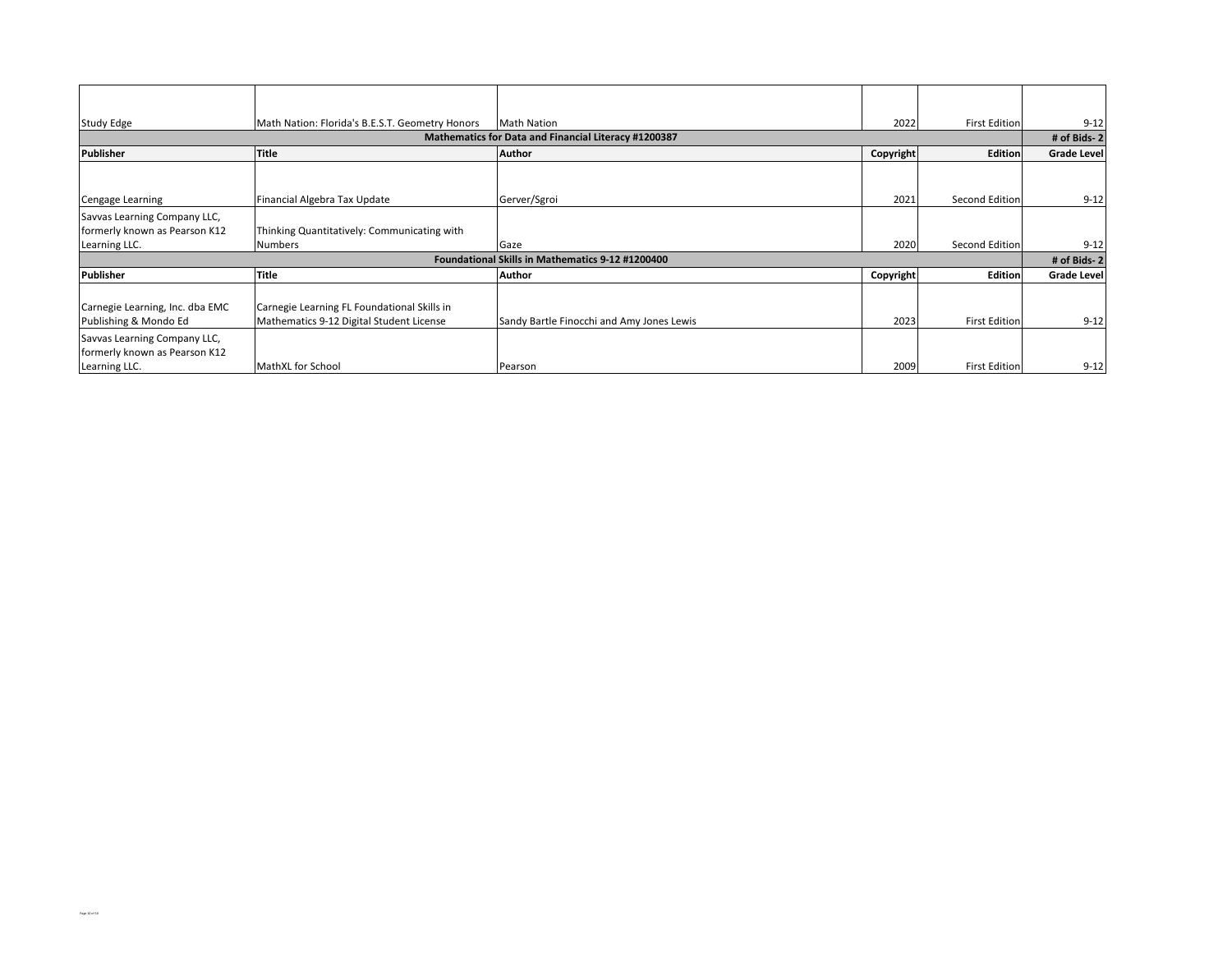| | | | | | |
|---|---|---|---|---|---|
| Study Edge | Math Nation: Florida's B.E.S.T. Geometry Honors | Math Nation | 2022 | First Edition | 9-12 |
| **Mathematics for Data and Financial Literacy #1200387** | | | | | **# of Bids- 2** |
| **Publisher** | **Title** | **Author** | **Copyright** | **Edition** | **Grade Level** |
| Cengage Learning | Financial Algebra Tax Update | Gerver/Sgroi | 2021 | Second Edition | 9-12 |
| Savvas Learning Company LLC, formerly known as Pearson K12 Learning LLC. | Thinking Quantitatively: Communicating with Numbers | Gaze | 2020 | Second Edition | 9-12 |
| **Foundational Skills in Mathematics 9-12 #1200400** | | | | | **# of Bids- 2** |
| **Publisher** | **Title** | **Author** | **Copyright** | **Edition** | **Grade Level** |
| Carnegie Learning, Inc. dba EMC Publishing & Mondo Ed | Carnegie Learning FL Foundational Skills in Mathematics 9-12 Digital Student License | Sandy Bartle Finocchi and Amy Jones Lewis | 2023 | First Edition | 9-12 |
| Savvas Learning Company LLC, formerly known as Pearson K12 Learning LLC. | MathXL for School | Pearson | 2009 | First Edition | 9-12 |